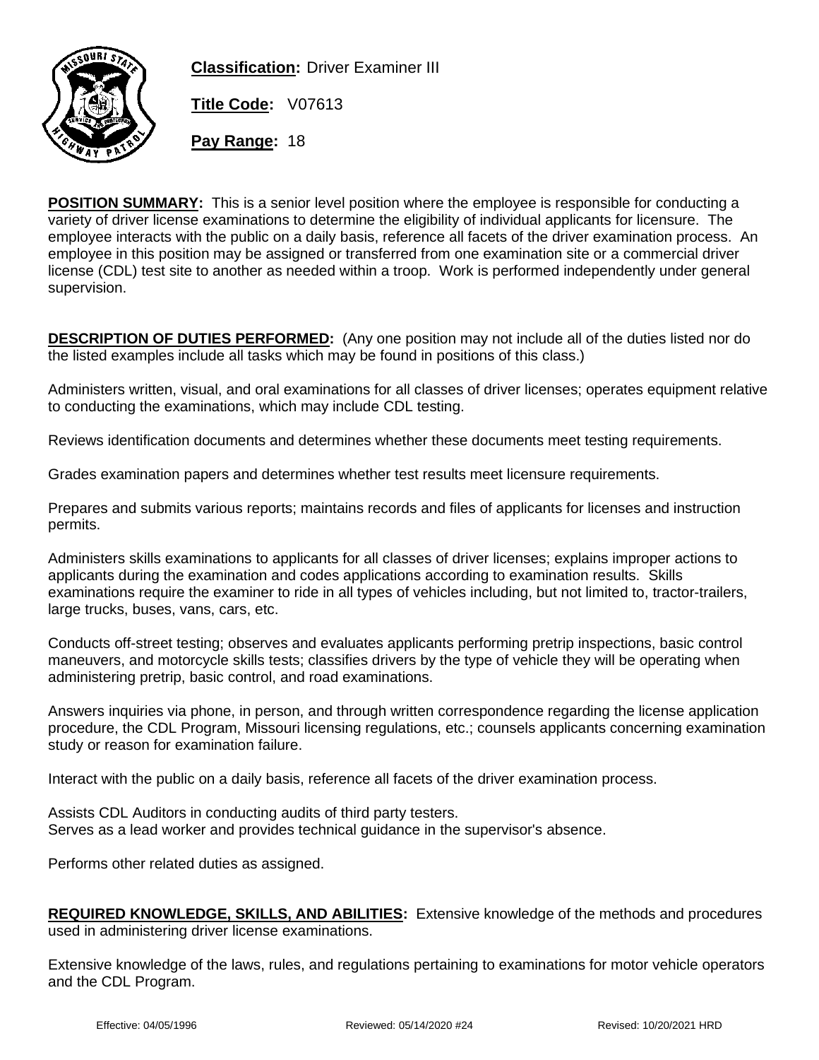**Classification:** Driver Examiner III

**Title Code:** V07613

**Pay Range:** 18

**POSITION SUMMARY:** This is a senior level position where the employee is responsible for conducting a variety of driver license examinations to determine the eligibility of individual applicants for licensure. The employee interacts with the public on a daily basis, reference all facets of the driver examination process. An employee in this position may be assigned or transferred from one examination site or a commercial driver license (CDL) test site to another as needed within a troop. Work is performed independently under general supervision.

**DESCRIPTION OF DUTIES PERFORMED:** (Any one position may not include all of the duties listed nor do the listed examples include all tasks which may be found in positions of this class.)

Administers written, visual, and oral examinations for all classes of driver licenses; operates equipment relative to conducting the examinations, which may include CDL testing.

Reviews identification documents and determines whether these documents meet testing requirements.

Grades examination papers and determines whether test results meet licensure requirements.

Prepares and submits various reports; maintains records and files of applicants for licenses and instruction permits.

Administers skills examinations to applicants for all classes of driver licenses; explains improper actions to applicants during the examination and codes applications according to examination results. Skills examinations require the examiner to ride in all types of vehicles including, but not limited to, tractor-trailers, large trucks, buses, vans, cars, etc.

Conducts off-street testing; observes and evaluates applicants performing pretrip inspections, basic control maneuvers, and motorcycle skills tests; classifies drivers by the type of vehicle they will be operating when administering pretrip, basic control, and road examinations.

Answers inquiries via phone, in person, and through written correspondence regarding the license application procedure, the CDL Program, Missouri licensing regulations, etc.; counsels applicants concerning examination study or reason for examination failure.

Interact with the public on a daily basis, reference all facets of the driver examination process.

Assists CDL Auditors in conducting audits of third party testers.
Serves as a lead worker and provides technical guidance in the supervisor's absence.

Performs other related duties as assigned.

**REQUIRED KNOWLEDGE, SKILLS, AND ABILITIES:** Extensive knowledge of the methods and procedures used in administering driver license examinations.

Extensive knowledge of the laws, rules, and regulations pertaining to examinations for motor vehicle operators and the CDL Program.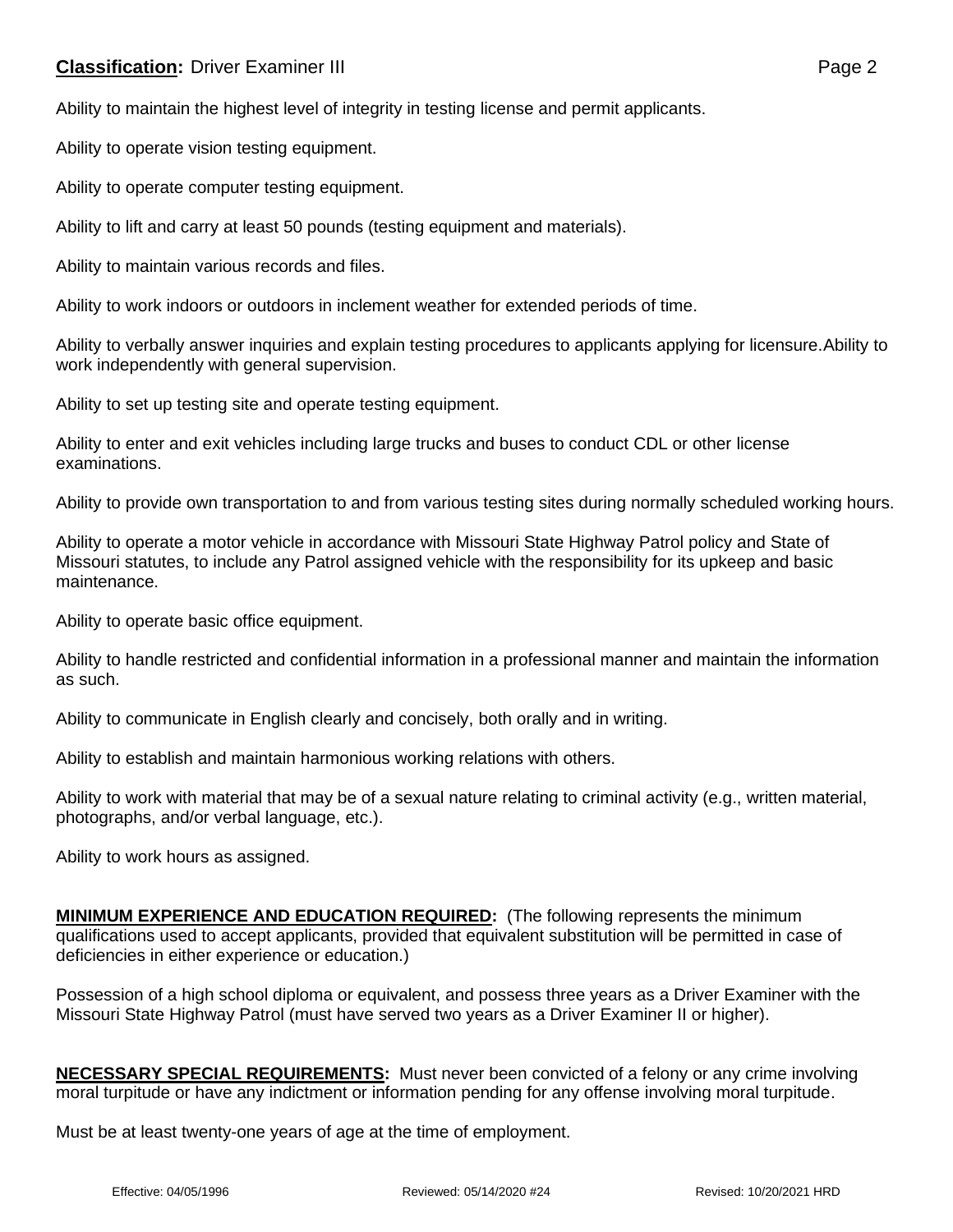**Classification:** Driver Examiner III

Ability to maintain the highest level of integrity in testing license and permit applicants.

Ability to operate vision testing equipment.

Ability to operate computer testing equipment.

Ability to lift and carry at least 50 pounds (testing equipment and materials).

Ability to maintain various records and files.

Ability to work indoors or outdoors in inclement weather for extended periods of time.

Ability to verbally answer inquiries and explain testing procedures to applicants applying for licensure.Ability to work independently with general supervision.

Ability to set up testing site and operate testing equipment.

Ability to enter and exit vehicles including large trucks and buses to conduct CDL or other license examinations.

Ability to provide own transportation to and from various testing sites during normally scheduled working hours.

Ability to operate a motor vehicle in accordance with Missouri State Highway Patrol policy and State of Missouri statutes, to include any Patrol assigned vehicle with the responsibility for its upkeep and basic maintenance.

Ability to operate basic office equipment.

Ability to handle restricted and confidential information in a professional manner and maintain the information as such.

Ability to communicate in English clearly and concisely, both orally and in writing.

Ability to establish and maintain harmonious working relations with others.

Ability to work with material that may be of a sexual nature relating to criminal activity (e.g., written material, photographs, and/or verbal language, etc.).

Ability to work hours as assigned.

**MINIMUM EXPERIENCE AND EDUCATION REQUIRED:** (The following represents the minimum qualifications used to accept applicants, provided that equivalent substitution will be permitted in case of deficiencies in either experience or education.)

Possession of a high school diploma or equivalent, and possess three years as a Driver Examiner with the Missouri State Highway Patrol (must have served two years as a Driver Examiner II or higher).

**NECESSARY SPECIAL REQUIREMENTS:** Must never been convicted of a felony or any crime involving moral turpitude or have any indictment or information pending for any offense involving moral turpitude.

Must be at least twenty-one years of age at the time of employment.

Effective: 04/05/1996 Reviewed: 05/14/2020 #24 Revised: 10/20/2021 HRD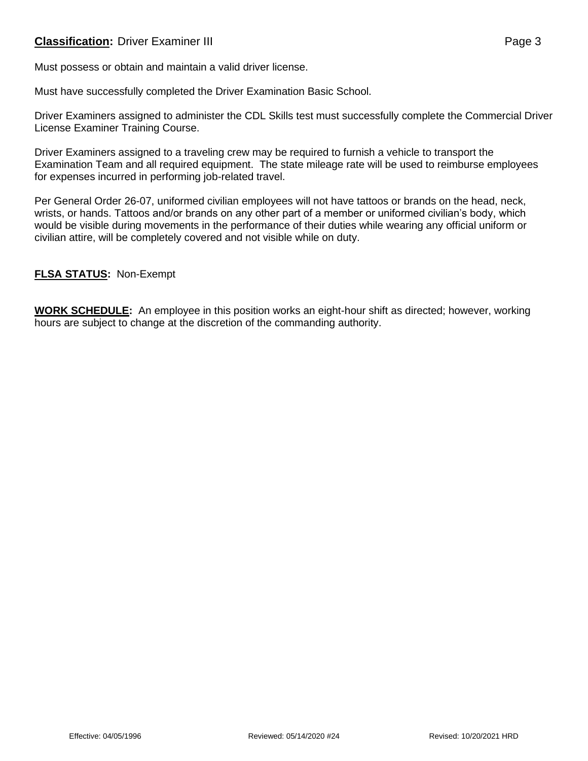Must possess or obtain and maintain a valid driver license.

Must have successfully completed the Driver Examination Basic School.

Driver Examiners assigned to administer the CDL Skills test must successfully complete the Commercial Driver License Examiner Training Course.

Driver Examiners assigned to a traveling crew may be required to furnish a vehicle to transport the Examination Team and all required equipment. The state mileage rate will be used to reimburse employees for expenses incurred in performing job-related travel.

Per General Order 26-07, uniformed civilian employees will not have tattoos or brands on the head, neck, wrists, or hands. Tattoos and/or brands on any other part of a member or uniformed civilian's body, which would be visible during movements in the performance of their duties while wearing any official uniform or civilian attire, will be completely covered and not visible while on duty.

**FLSA STATUS:** Non-Exempt

**WORK SCHEDULE:** An employee in this position works an eight-hour shift as directed; however, working hours are subject to change at the discretion of the commanding authority.

Effective: 04/05/1996 Reviewed: 05/14/2020 #24 Revised: 10/20/2021 HRD